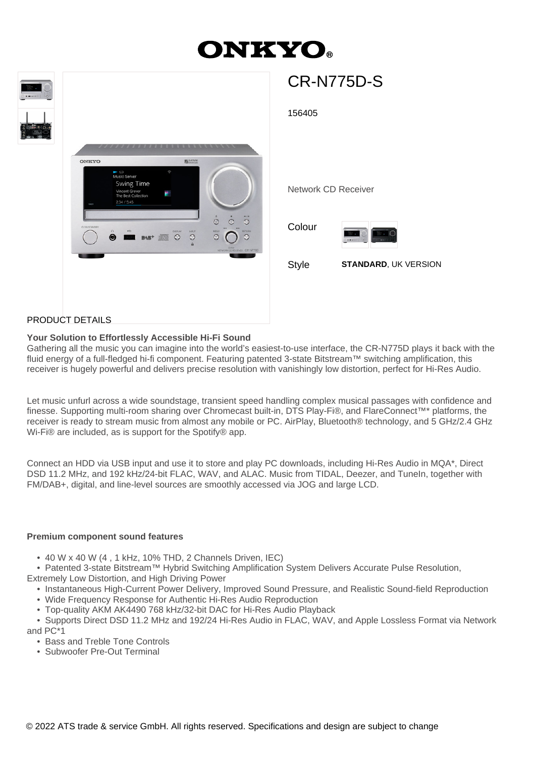# ONKYO

## CR-N775D-S

156405

Network CD Receiver

Colour

Style **STANDARD**, UK VERSION

PRODUCT DETAILS

**Your Solution to Effortlessly Accessible Hi-Fi Sound**

Gathering all the music you can imagine into the world's easiest-to-use interface, the CR-N775D plays it back with the fluid energy of a full-fledged hi-fi component. Featuring patented 3-state Bitstream™ switching amplification, this receiver is hugely powerful and delivers precise resolution with vanishingly low distortion, perfect for Hi-Res Audio.

Let music unfurl across a wide soundstage, transient speed handling complex musical passages with confidence and finesse. Supporting multi-room sharing over Chromecast built-in, DTS Play-Fi®, and FlareConnect™* platforms, the receiver is ready to stream music from almost any mobile or PC. AirPlay, Bluetooth® technology, and 5 GHz/2.4 GHz Wi-Fi® are included, as is support for the Spotify® app.

Connect an HDD via USB input and use it to store and play PC downloads, including Hi-Res Audio in MQA*, Direct DSD 11.2 MHz, and 192 kHz/24-bit FLAC, WAV, and ALAC. Music from TIDAL, Deezer, and TuneIn, together with FM/DAB+, digital, and line-level sources are smoothly accessed via JOG and large LCD.

**Premium component sound features**

- 40 W x 40 W (4 , 1 kHz, 10% THD, 2 Channels Driven, IEC)
- Patented 3-state Bitstream™ Hybrid Switching Amplification System Delivers Accurate Pulse Resolution, Extremely Low Distortion, and High Driving Power
- Instantaneous High-Current Power Delivery, Improved Sound Pressure, and Realistic Sound-field Reproduction
- Wide Frequency Response for Authentic Hi-Res Audio Reproduction
- Top-quality AKM AK4490 768 kHz/32-bit DAC for Hi-Res Audio Playback
- Supports Direct DSD 11.2 MHz and 192/24 Hi-Res Audio in FLAC, WAV, and Apple Lossless Format via Network and PC*1
- Bass and Treble Tone Controls
- Subwoofer Pre-Out Terminal

© 2022 ATS trade & service GmbH. All rights reserved. Specifications and design are subject to change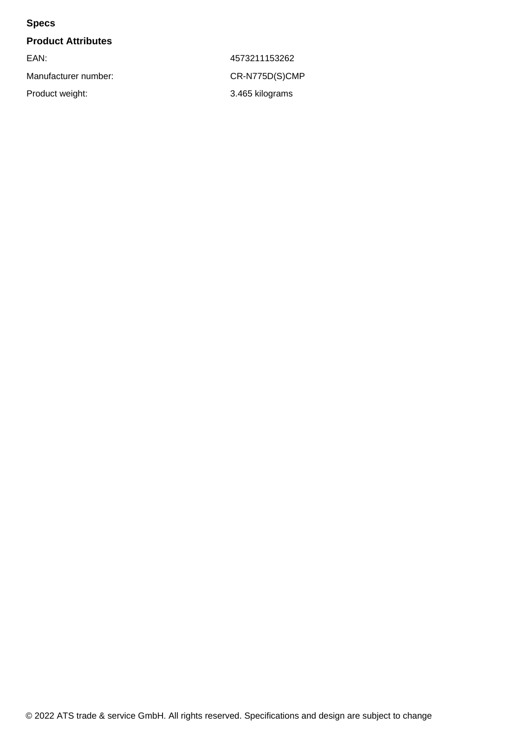**Specs**

**Product Attributes**

| | |
|---|---|
| EAN: | 4573211153262 |
| Manufacturer number: | CR-N775D(S)CMP |
| Product weight: | 3.465 kilograms |

© 2022 ATS trade & service GmbH. All rights reserved. Specifications and design are subject to change